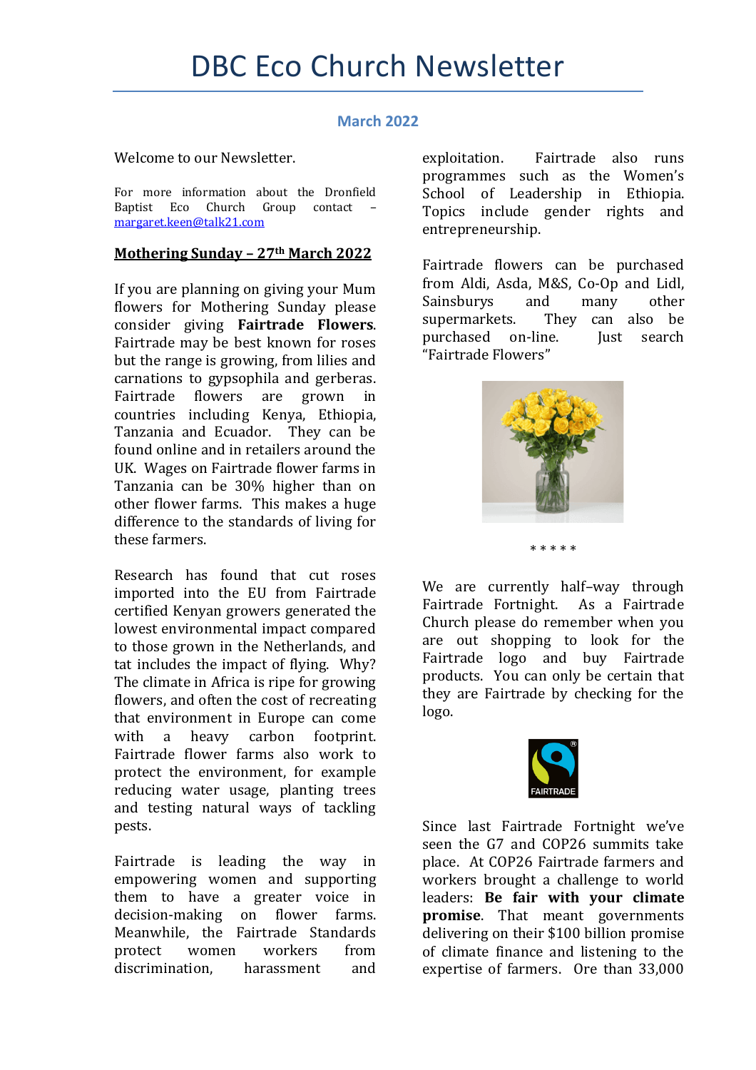# DBC Eco Church Newsletter

**March 2022**

Welcome to our Newsletter.

For more information about the Dronfield Baptist Eco Church Group contact – margaret.keen@talk21.com

## Mothering Sunday – 27th March 2022

If you are planning on giving your Mum flowers for Mothering Sunday please consider giving **Fairtrade Flowers**. Fairtrade may be best known for roses but the range is growing, from lilies and carnations to gypsophila and gerberas. Fairtrade flowers are grown in countries including Kenya, Ethiopia, Tanzania and Ecuador. They can be found online and in retailers around the UK. Wages on Fairtrade flower farms in Tanzania can be 30% higher than on other flower farms. This makes a huge difference to the standards of living for these farmers.

Research has found that cut roses imported into the EU from Fairtrade certified Kenyan growers generated the lowest environmental impact compared to those grown in the Netherlands, and tat includes the impact of flying. Why? The climate in Africa is ripe for growing flowers, and often the cost of recreating that environment in Europe can come with a heavy carbon footprint. Fairtrade flower farms also work to protect the environment, for example reducing water usage, planting trees and testing natural ways of tackling pests.

Fairtrade is leading the way in empowering women and supporting them to have a greater voice in decision-making on flower farms. Meanwhile, the Fairtrade Standards protect women workers from discrimination, harassment and exploitation. Fairtrade also runs programmes such as the Women's School of Leadership in Ethiopia. Topics include gender rights and entrepreneurship.

Fairtrade flowers can be purchased from Aldi, Asda, M&S, Co-Op and Lidl, Sainsburys and many other supermarkets. They can also be purchased on-line. Just search "Fairtrade Flowers"

\* \* \* \* \*

We are currently half–way through Fairtrade Fortnight. As a Fairtrade Church please do remember when you are out shopping to look for the Fairtrade logo and buy Fairtrade products. You can only be certain that they are Fairtrade by checking for the logo.

Since last Fairtrade Fortnight we've seen the G7 and COP26 summits take place. At COP26 Fairtrade farmers and workers brought a challenge to world leaders: **Be fair with your climate promise**. That meant governments delivering on their $100 billion promise of climate finance and listening to the expertise of farmers. Ore than 33,000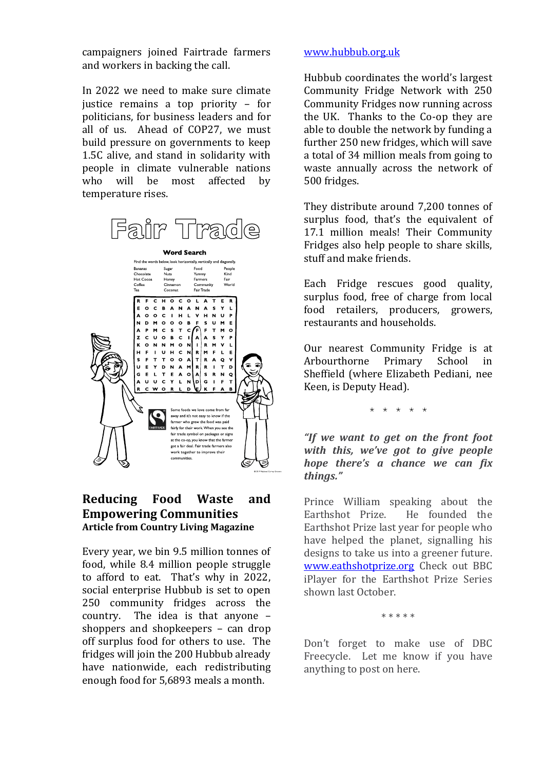campaigners joined Fairtrade farmers and workers in backing the call.

In 2022 we need to make sure climate justice remains a top priority – for politicians, for business leaders and for all of us. Ahead of COP27, we must build pressure on governments to keep 1.5C alive, and stand in solidarity with people in climate vulnerable nations who will be most affected by temperature rises.

Fair Trade

**Word Search**

Find the words below, look horizontally, vertically and diagonally.

| | | | |
|---|---|---|---|
| Bananas | Sugar | Food | People |
| Chocolate | Nuts | Yummy | Kind |
| Hot Cocoa | Honey | Farmers | Fair |
| Coffee | Cinnamon | Community | World |
| Tea | Coconut | Fair Trade | |

```
R F C H O C O L A T E R
E O C B A N A N A S Y L
A O O C I H L V H N U P
N D M O O O B F S U M E
A P M C S T C F F T M O
Z C U O B C I A A S Y P
K O N N M O N I R M V L
H F I U H C N R M F L E
S F T T O O A T R A Q V
U E Y D N A M R R I T D
G E L T E A O A S R N Q
A U U C Y L N D G I F T
R C W O R L D E K F A B
```

Some foods we love come from far away and it's not easy to know if the farmer who grew the food was paid fairly for their work. When you see the fair trade symbol on packages or signs at the co-op, you know that the farmer got a fair deal. Fair trade farmers also work together to improve their communities.

## Reducing Food Waste and Empowering Communities

**Article from Country Living Magazine**

Every year, we bin 9.5 million tonnes of food, while 8.4 million people struggle to afford to eat. That's why in 2022, social enterprise Hubbub is set to open 250 community fridges across the country. The idea is that anyone – shoppers and shopkeepers – can drop off surplus food for others to use. The fridges will join the 200 Hubbub already have nationwide, each redistributing enough food for 5,6893 meals a month.

www.hubbub.org.uk

Hubbub coordinates the world's largest Community Fridge Network with 250 Community Fridges now running across the UK. Thanks to the Co-op they are able to double the network by funding a further 250 new fridges, which will save a total of 34 million meals from going to waste annually across the network of 500 fridges.

They distribute around 7,200 tonnes of surplus food, that's the equivalent of 17.1 million meals! Their Community Fridges also help people to share skills, stuff and make friends.

Each Fridge rescues good quality, surplus food, free of charge from local food retailers, producers, growers, restaurants and households.

Our nearest Community Fridge is at Arbourthorne Primary School in Sheffield (where Elizabeth Pediani, nee Keen, is Deputy Head).

\* \* \* \* \*

***"If we want to get on the front foot with this, we've got to give people hope there's a chance we can fix things."***

Prince William speaking about the Earthshot Prize. He founded the Earthshot Prize last year for people who have helped the planet, signalling his designs to take us into a greener future. www.eathshotprize.org Check out BBC iPlayer for the Earthshot Prize Series shown last October.

\* \* \* \* \*

Don't forget to make use of DBC Freecycle. Let me know if you have anything to post on here.